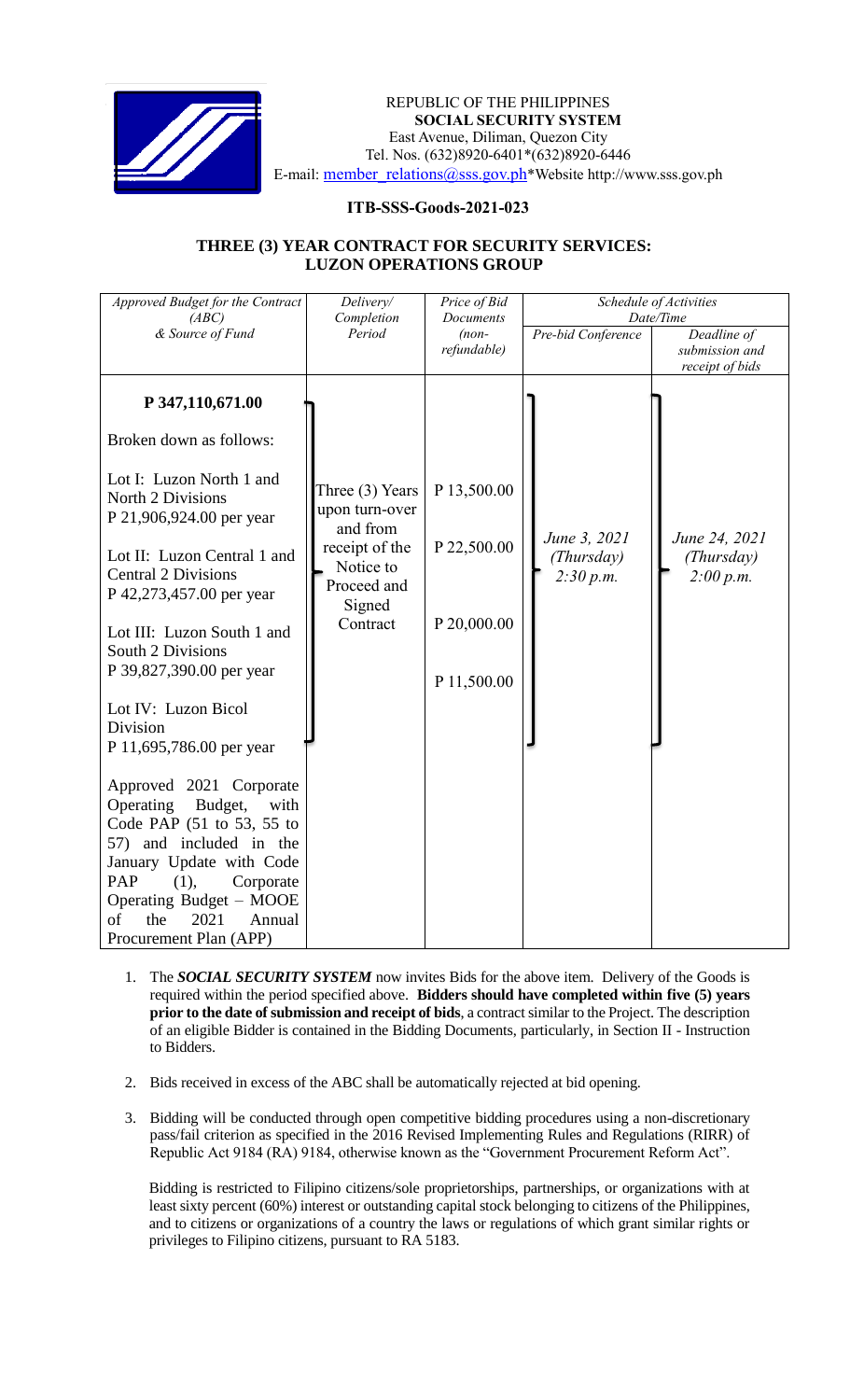REPUBLIC OF THE PHILIPPINES
**SOCIAL SECURITY SYSTEM**
East Avenue, Diliman, Quezon City
Tel. Nos. (632)8920-6401*(632)8920-6446
E-mail: member_relations@sss.gov.ph*Website http://www.sss.gov.ph

## ITB-SSS-Goods-2021-023

## THREE (3) YEAR CONTRACT FOR SECURITY SERVICES: LUZON OPERATIONS GROUP

| *Approved Budget for the Contract (ABC) & Source of Fund* | *Delivery/ Completion Period* | *Price of Bid Documents (non-refundable)* | *Schedule of Activities Date/Time* | |
|---|---|---|---|---|
| | | | *Pre-bid Conference* | *Deadline of submission and receipt of bids* |
| **P 347,110,671.00**<br><br>Broken down as follows:<br><br>Lot I: Luzon North 1 and North 2 Divisions<br>P 21,906,924.00 per year<br><br>Lot II: Luzon Central 1 and Central 2 Divisions<br>P 42,273,457.00 per year<br><br>Lot III: Luzon South 1 and South 2 Divisions<br>P 39,827,390.00 per year<br><br>Lot IV: Luzon Bicol Division<br>P 11,695,786.00 per year<br><br>Approved 2021 Corporate Operating Budget, with Code PAP (51 to 53, 55 to 57) and included in the January Update with Code PAP (1), Corporate Operating Budget – MOOE of the 2021 Annual Procurement Plan (APP) | Three (3) Years upon turn-over and from receipt of the Notice to Proceed and Signed Contract | P 13,500.00<br><br>P 22,500.00<br><br>P 20,000.00<br><br>P 11,500.00 | *June 3, 2021 (Thursday) 2:30 p.m.* | *June 24, 2021 (Thursday) 2:00 p.m.* |

1. The ***SOCIAL SECURITY SYSTEM*** now invites Bids for the above item. Delivery of the Goods is required within the period specified above. **Bidders should have completed within five (5) years prior to the date of submission and receipt of bids**, a contract similar to the Project. The description of an eligible Bidder is contained in the Bidding Documents, particularly, in Section II - Instruction to Bidders.

2. Bids received in excess of the ABC shall be automatically rejected at bid opening.

3. Bidding will be conducted through open competitive bidding procedures using a non-discretionary pass/fail criterion as specified in the 2016 Revised Implementing Rules and Regulations (RIRR) of Republic Act 9184 (RA) 9184, otherwise known as the "Government Procurement Reform Act".

   Bidding is restricted to Filipino citizens/sole proprietorships, partnerships, or organizations with at least sixty percent (60%) interest or outstanding capital stock belonging to citizens of the Philippines, and to citizens or organizations of a country the laws or regulations of which grant similar rights or privileges to Filipino citizens, pursuant to RA 5183.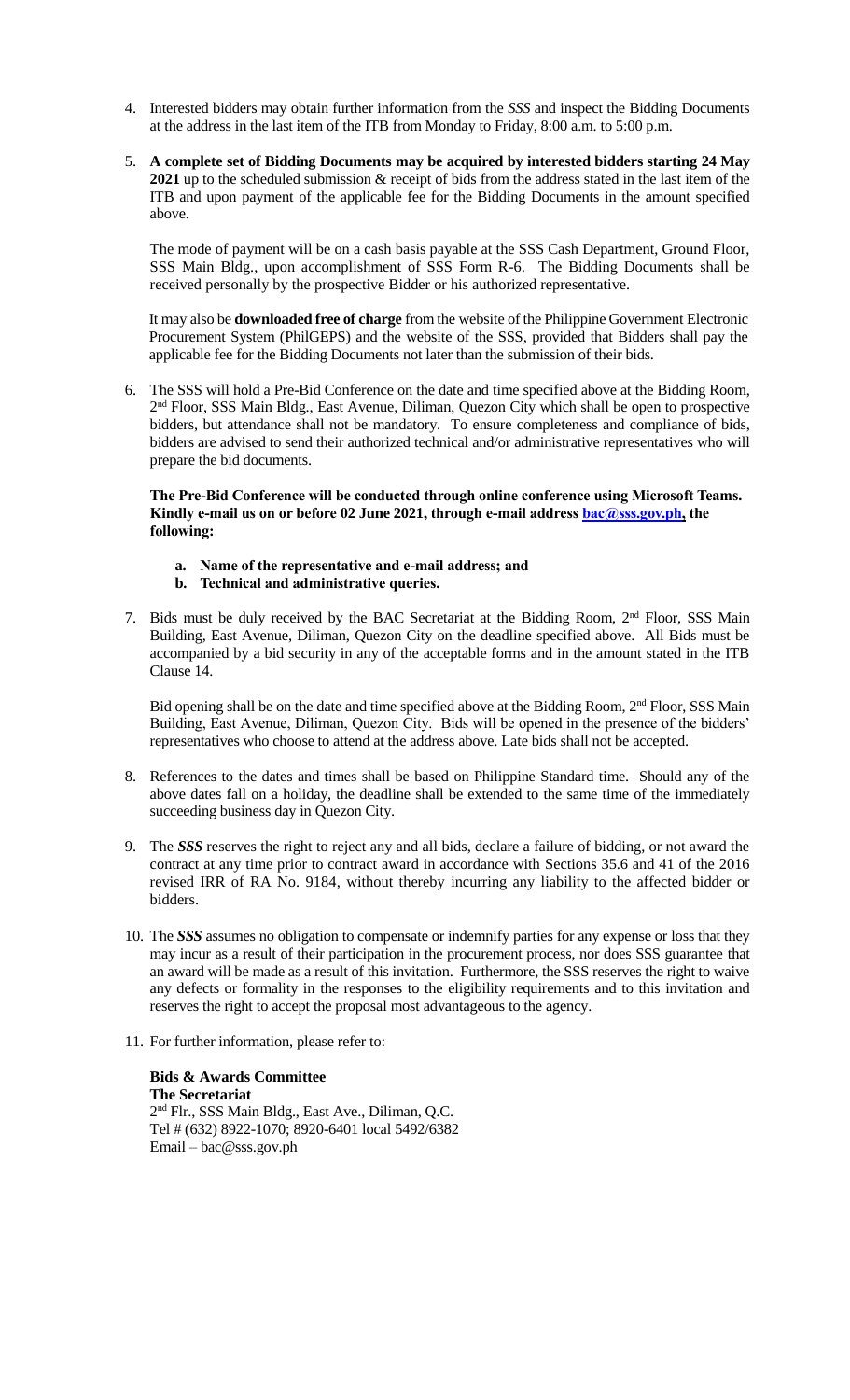4. Interested bidders may obtain further information from the *SSS* and inspect the Bidding Documents at the address in the last item of the ITB from Monday to Friday, 8:00 a.m. to 5:00 p.m.

5. **A complete set of Bidding Documents may be acquired by interested bidders starting 24 May 2021** up to the scheduled submission & receipt of bids from the address stated in the last item of the ITB and upon payment of the applicable fee for the Bidding Documents in the amount specified above.

   The mode of payment will be on a cash basis payable at the SSS Cash Department, Ground Floor, SSS Main Bldg., upon accomplishment of SSS Form R-6. The Bidding Documents shall be received personally by the prospective Bidder or his authorized representative.

   It may also be **downloaded free of charge** from the website of the Philippine Government Electronic Procurement System (PhilGEPS) and the website of the SSS, provided that Bidders shall pay the applicable fee for the Bidding Documents not later than the submission of their bids.

6. The SSS will hold a Pre-Bid Conference on the date and time specified above at the Bidding Room, 2nd Floor, SSS Main Bldg., East Avenue, Diliman, Quezon City which shall be open to prospective bidders, but attendance shall not be mandatory. To ensure completeness and compliance of bids, bidders are advised to send their authorized technical and/or administrative representatives who will prepare the bid documents.

   **The Pre-Bid Conference will be conducted through online conference using Microsoft Teams. Kindly e-mail us on or before 02 June 2021, through e-mail address bac@sss.gov.ph, the following:**

   **a. Name of the representative and e-mail address; and**
   **b. Technical and administrative queries.**

7. Bids must be duly received by the BAC Secretariat at the Bidding Room, 2nd Floor, SSS Main Building, East Avenue, Diliman, Quezon City on the deadline specified above. All Bids must be accompanied by a bid security in any of the acceptable forms and in the amount stated in the ITB Clause 14.

   Bid opening shall be on the date and time specified above at the Bidding Room, 2nd Floor, SSS Main Building, East Avenue, Diliman, Quezon City. Bids will be opened in the presence of the bidders' representatives who choose to attend at the address above. Late bids shall not be accepted.

8. References to the dates and times shall be based on Philippine Standard time. Should any of the above dates fall on a holiday, the deadline shall be extended to the same time of the immediately succeeding business day in Quezon City.

9. The ***SSS*** reserves the right to reject any and all bids, declare a failure of bidding, or not award the contract at any time prior to contract award in accordance with Sections 35.6 and 41 of the 2016 revised IRR of RA No. 9184, without thereby incurring any liability to the affected bidder or bidders.

10. The ***SSS*** assumes no obligation to compensate or indemnify parties for any expense or loss that they may incur as a result of their participation in the procurement process, nor does SSS guarantee that an award will be made as a result of this invitation. Furthermore, the SSS reserves the right to waive any defects or formality in the responses to the eligibility requirements and to this invitation and reserves the right to accept the proposal most advantageous to the agency.

11. For further information, please refer to:

    **Bids & Awards Committee**
    **The Secretariat**
    2nd Flr., SSS Main Bldg., East Ave., Diliman, Q.C.
    Tel # (632) 8922-1070; 8920-6401 local 5492/6382
    Email – bac@sss.gov.ph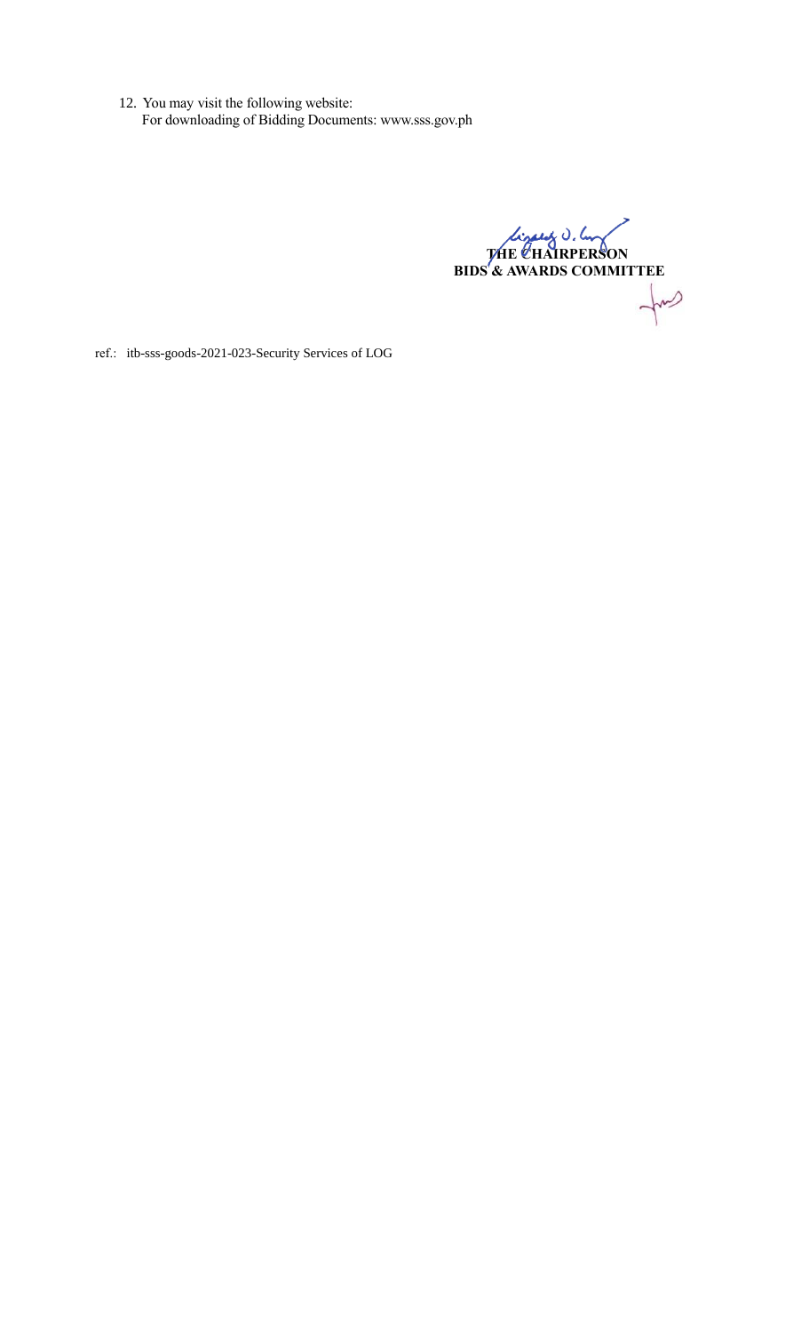12. You may visit the following website:
    For downloading of Bidding Documents: www.sss.gov.ph

**THE CHAIRPERSON**
**BIDS & AWARDS COMMITTEE**

ref.: itb-sss-goods-2021-023-Security Services of LOG